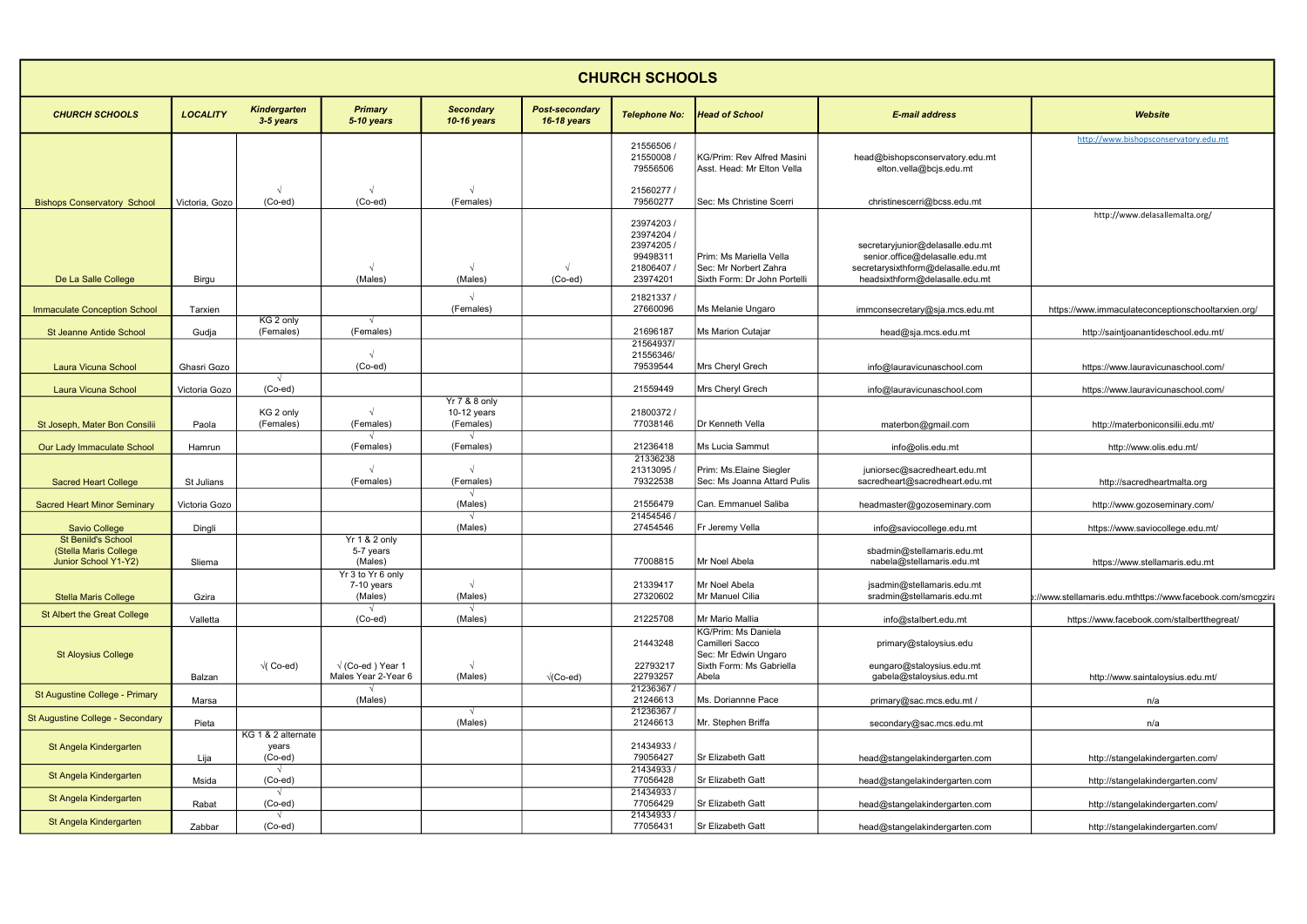# CHURCH SCHOOLS

| CHURCH SCHOOLS | LOCALITY | Kindergarten 3-5 years | Primary 5-10 years | Secondary 10-16 years | Post-secondary 16-18 years | Telephone No: | Head of School | E-mail address | Website |
|---|---|---|---|---|---|---|---|---|---|
| Bishops Conservatory School | Victoria, Gozo | √ (Co-ed) | √ (Co-ed) | √ (Females) | | 21556506 / 21550008 / 79556506 21560277 / 79560277 | KG/Prim: Rev Alfred Masini Asst. Head: Mr Elton Vella Sec: Ms Christine Scerri | head@bishopsconservatory.edu.mt elton.vella@bcjs.edu.mt christinescerri@bcss.edu.mt | http://www.bishopsconservatory.edu.mt |
| De La Salle College | Birgu | | √ (Males) | √ (Males) | √ (Co-ed) | 23974203 / 23974204 / 23974205 / 99498311 21806407 / 23974201 | Prim: Ms Mariella Vella Sec: Mr Norbert Zahra Sixth Form: Dr John Portelli | secretaryjunior@delasalle.edu.mt senior.office@delasalle.edu.mt secretarysixthform@delasalle.edu.mt headsixthform@delasalle.edu.mt | http://www.delasallemalta.org/ |
| Immaculate Conception School | Tarxien | | | √ (Females) | | 21821337 / 27660096 | Ms Melanie Ungaro | immconsecretary@sja.mcs.edu.mt | https://www.immaculateconceptionschooltarxien.org/ |
| St Jeanne Antide School | Gudja | KG 2 only (Females) | √ (Females) | | | 21696187 | Ms Marion Cutajar | head@sja.mcs.edu.mt | http://saintjoanantideschool.edu.mt/ |
| Laura Vicuna School | Ghasri Gozo | | √ (Co-ed) | | | 21564937/ 21556346/ 79539544 | Mrs Cheryl Grech | info@lauravicunaschool.com | https://www.lauravicunaschool.com/ |
| Laura Vicuna School | Victoria Gozo | √ (Co-ed) | | | | 21559449 | Mrs Cheryl Grech | info@lauravicunaschool.com | https://www.lauravicunaschool.com/ |
| St Joseph, Mater Bon Consilii | Paola | KG 2 only (Females) | √ (Females) | Yr 7 & 8 only 10-12 years (Females) | | 21800372 / 77038146 | Dr Kenneth Vella | materbon@gmail.com | http://materboniconsilii.edu.mt/ |
| Our Lady Immaculate School | Hamrun | | √ (Females) | √ (Females) | | 21236418 | Ms Lucia Sammut | info@olis.edu.mt | http://www.olis.edu.mt/ |
| Sacred Heart College | St Julians | | √ (Females) | √ (Females) | | 21336238 21313095 / 79322538 | Prim: Ms.Elaine Siegler Sec: Ms Joanna Attard Pulis | juniorsec@sacredheart.edu.mt sacredheart@sacredheart.edu.mt | http://sacredheartmalta.org |
| Sacred Heart Minor Seminary | Victoria Gozo | | | √ (Males) | | 21556479 | Can. Emmanuel Saliba | headmaster@gozoseminary.com | http://www.gozoseminary.com/ |
| Savio College | Dingli | | | √ (Males) | | 21454546 / 27454546 | Fr Jeremy Vella | info@saviocollege.edu.mt | https://www.saviocollege.edu.mt/ |
| St Benild's School (Stella Maris College Junior School Y1-Y2) | Sliema | | Yr 1 & 2 only 5-7 years (Males) | | | 77008815 | Mr Noel Abela | sbadmin@stellamaris.edu.mt nabela@stellamaris.edu.mt | https://www.stellamaris.edu.mt |
| Stella Maris College | Gzira | | Yr 3 to Yr 6 only 7-10 years (Males) | √ (Males) | | 21339417 27320602 | Mr Noel Abela Mr Manuel Cilia | jsadmin@stellamaris.edu.mt sradmin@stellamaris.edu.mt | ://www.stellamaris.edu.mthttps://www.facebook.com/smcgzira |
| St Albert the Great College | Valletta | | √ (Co-ed) | √ (Males) | | 21225708 | Mr Mario Mallia | info@stalbert.edu.mt | https://www.facebook.com/stalbertthegreat/ |
| St Aloysius College | Balzan | √( Co-ed) | √ (Co-ed ) Year 1 Males Year 2-Year 6 | √ (Males) | √(Co-ed) | 21443248 22793217 22793257 | KG/Prim: Ms Daniela Camilleri Sacco Sec: Mr Edwin Ungaro Sixth Form: Ms Gabriella Abela | primary@staloysius.edu eungaro@staloysius.edu.mt gabela@staloysius.edu.mt | http://www.saintaloysius.edu.mt/ |
| St Augustine College - Primary | Marsa | | √ (Males) | | | 21236367 / 21246613 | Ms. Doriannne Pace | primary@sac.mcs.edu.mt / | n/a |
| St Augustine College - Secondary | Pieta | | | √ (Males) | | 21236367 / 21246613 | Mr. Stephen Briffa | secondary@sac.mcs.edu.mt | n/a |
| St Angela Kindergarten | Lija | KG 1 & 2 alternate years (Co-ed) | | | | 21434933 / 79056427 | Sr Elizabeth Gatt | head@stangelakindergarten.com | http://stangelakindergarten.com/ |
| St Angela Kindergarten | Msida | √ (Co-ed) | | | | 21434933 / 77056428 | Sr Elizabeth Gatt | head@stangelakindergarten.com | http://stangelakindergarten.com/ |
| St Angela Kindergarten | Rabat | √ (Co-ed) | | | | 21434933 / 77056429 | Sr Elizabeth Gatt | head@stangelakindergarten.com | http://stangelakindergarten.com/ |
| St Angela Kindergarten | Zabbar | √ (Co-ed) | | | | 21434933 / 77056431 | Sr Elizabeth Gatt | head@stangelakindergarten.com | http://stangelakindergarten.com/ |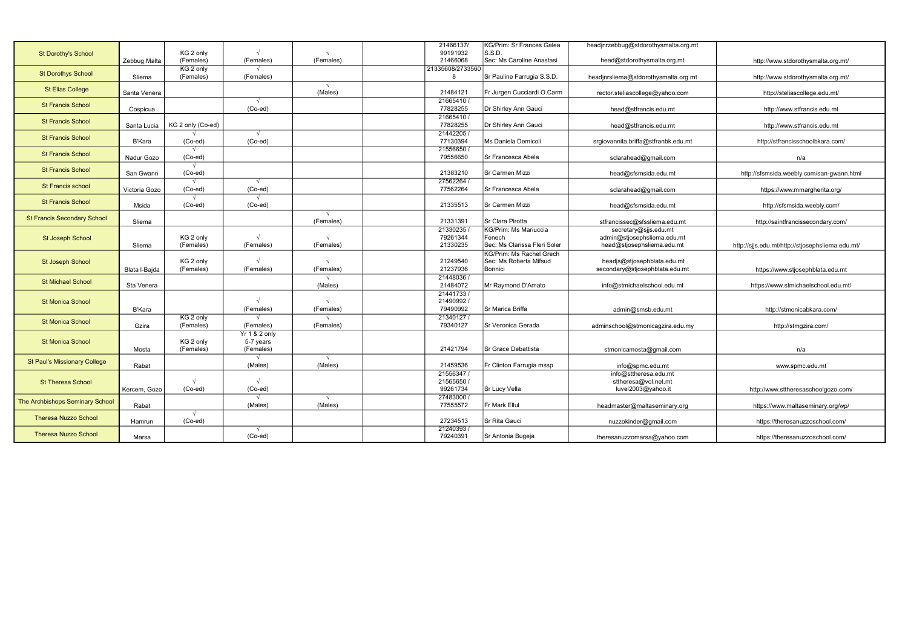| | | | | | | | | | |
|---|---|---|---|---|---|---|---|---|---|
| St Dorothy's School | Zebbug Malta | KG 2 only (Females) | √ (Females) | √ (Females) | | 21466137/ 99191932 21466068 | KG/Prim: Sr Frances Galea S.D.S. Sec: Ms Caroline Anastasi | headjnrzebbug@stdorothysmalta.org.mt head@stdorothysmalta.org.mt | http://www.stdorothysmalta.org.mt/ |
| St Dorothys School | Sliema | KG 2 only (Females) | √ (Females) | | | 21335608/2733560 8 | Sr Pauline Farrugia S.S.D. | headjnrsliema@stdorothysmalta.org.mt | http://www.stdorothysmalta.org.mt/ |
| St Elias College | Santa Venera | | | √ (Males) | | 21484121 | Fr Jurgen Cucciardi O.Carm | rector.steliascollege@yahoo.com | http://steliascollege.edu.mt/ |
| St Francis School | Cospicua | | √ (Co-ed) | | | 21665410 / 77828255 | Dr Shirley Ann Gauci | head@stfrancis.edu.mt | http://www.stfrancis.edu.mt |
| St Francis School | Santa Lucia | KG 2 only (Co-ed) | | | | 21665410 / 77828255 | Dr Shirley Ann Gauci | head@stfrancis.edu.mt | http://www.stfrancis.edu.mt |
| St Francis School | B'Kara | √ (Co-ed) | √ (Co-ed) | | | 21442205 / 77130394 | Ms Daniela Demicoli | srgiovannita.briffa@stfranbk.edu.mt | http://stfrancisschoolbkara.com/ |
| St Francis School | Nadur Gozo | √ (Co-ed) | | | | 21556650 / 79556650 | Sr Francesca Abela | sclarahead@gmail.com | n/a |
| St Francis School | San Gwann | √ (Co-ed) | | | | 21383210 | Sr Carmen Mizzi | head@sfsmsida.edu.mt | http://sfsmsida.weebly.com/san-gwann.html |
| St Francis school | Victoria Gozo | √ (Co-ed) | √ (Co-ed) | | | 27562264 / 77562264 | Sr Francesca Abela | sclarahead@gmail.com | https://www.mmargherita.org/ |
| St Francis School | Msida | √ (Co-ed) | √ (Co-ed) | | | 21335513 | Sr Carmen Mizzi | head@sfsmsida.edu.mt | http://sfsmsida.weebly.com/ |
| St Francis Secondary School | Sliema | | | √ (Females) | | 21331391 | Sr Clara Pirotta | stfrancissec@sfssliema.edu.mt | http://saintfrancissecondary.com/ |
| St Joseph School | Sliema | KG 2 only (Females) | √ (Females) | √ (Females) | | 21330235 / 79261344 21330235 | KG/Prim: Ms Mariuccia Fenech Sec: Ms Clarissa Fleri Soler | secretary@sjjs.edu.mt admin@stjosephsliema.edu.mt head@stjosephsliema.edu.mt | http://sjjs.edu.mt/http://stjosephsliema.edu.mt/ |
| St Joseph School | Blata l-Bajda | KG 2 only (Females) | √ (Females) | √ (Females) | | 21249540 21237936 | KG/Prim: Ms Rachel Grech Sec: Ms Roberta Mifsud Bonnici | headjs@stjosephblata.edu.mt secondary@stjosephblata.edu.mt | https://www.stjosephblata.edu.mt |
| St Michael School | Sta Venera | | | √ (Males) | | 21448036 / 21484072 | Mr Raymond D'Amato | info@stmichaelschool.edu.mt | https://www.stmichaelschool.edu.mt/ |
| St Monica School | B'Kara | | √ (Females) | √ (Females) | | 21441733 / 21490992 / 79490992 | Sr Marica Briffa | admin@smsb.edu.mt | http://stmonicabkara.com/ |
| St Monica School | Gzira | KG 2 only (Females) | √ (Females) | √ (Females) | | 21340127 / 79340127 | Sr Veronica Gerada | adminschool@stmonicagzira.edu.my | http://stmgzira.com/ |
| St Monica School | Mosta | KG 2 only (Females) | Yr 1 & 2 only 5-7 years (Females) | | | 21421794 | Sr Grace Debattista | stmonicamosta@gmail.com | n/a |
| St Paul's Missionary College | Rabat | | √ (Males) | √ (Males) | | 21459536 | Fr Clinton Farrugia mssp | info@spmc.edu.mt | www.spmc.edu.mt |
| St Theresa School | Kercem, Gozo | √ (Co-ed) | √ (Co-ed) | | | 21556347 / 21565650 / 99261734 | Sr Lucy Vella | info@sttheresa.edu.mt sttheresa@vol.net.mt luvel2003@yahoo.it | http://www.sttheresaschoolgozo.com/ |
| The Archbishops Seminary School | Rabat | | √ (Males) | √ (Males) | | 27483000 / 77555572 | Fr Mark Ellul | headmaster@maltaseminary.org | https://www.maltaseminary.org/wp/ |
| Theresa Nuzzo School | Hamrun | √ (Co-ed) | | | | 27234513 | Sr Rita Gauci | nuzzokinder@gmail.com | https://theresanuzzoschool.com/ |
| Theresa Nuzzo School | Marsa | | √ (Co-ed) | | | 21240393 / 79240391 | Sr Antonia Bugeja | theresanuzzomarsa@yahoo.com | https://theresanuzzoschool.com/ |